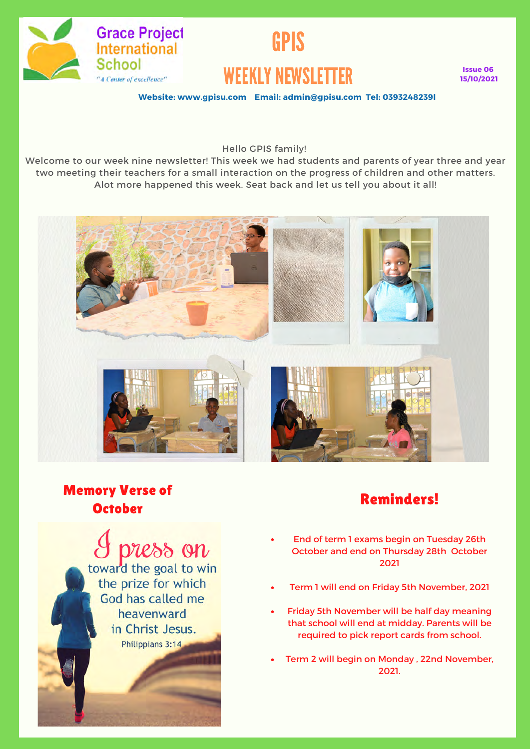Grace Project International School

"A Center of excellence"

# GPIS

## WEEKLY NEWSLETTER

Issue 06
15/10/2021

**Website: www.gpisu.com   Email: admin@gpisu.com  Tel: 0393248239l**

Hello GPIS family!

Welcome to our week nine newsletter! This week we had students and parents of year three and year two meeting their teachers for a small interaction on the progress of children and other matters. Alot more happened this week. Seat back and let us tell you about it all!

## Memory Verse of October

I press on toward the goal to win the prize for which God has called me heavenward in Christ Jesus.

Philippians 3:14

## Reminders!

- End of term 1 exams begin on Tuesday 26th October and end on Thursday 28th October 2021
- Term 1 will end on Friday 5th November, 2021
- Friday 5th November will be half day meaning that school will end at midday. Parents will be required to pick report cards from school.
- Term 2 will begin on Monday , 22nd November, 2021.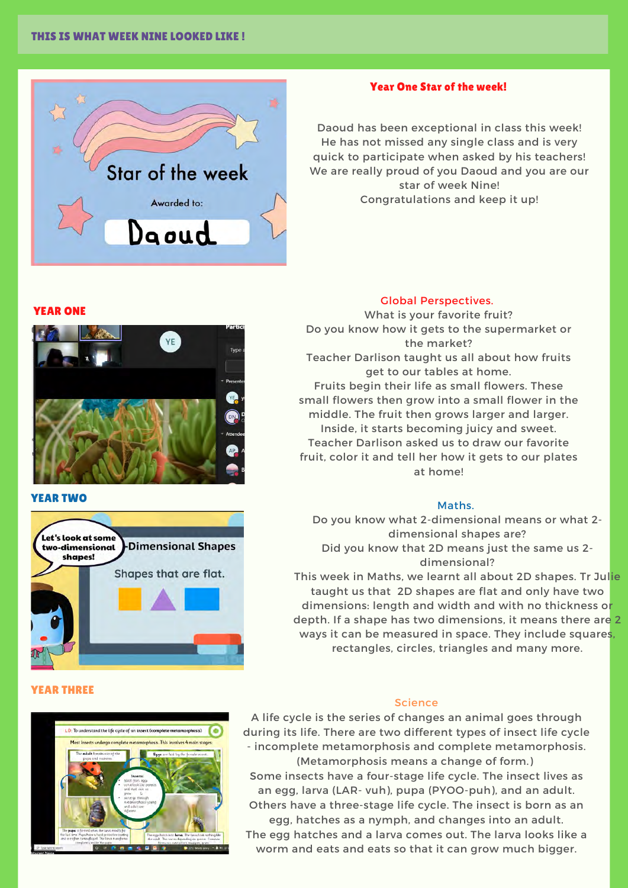## THIS IS WHAT WEEK NINE LOOKED LIKE !

### Year One Star of the week!

Daoud has been exceptional in class this week! He has not missed any single class and is very quick to participate when asked by his teachers! We are really proud of you Daoud and you are our star of week Nine! Congratulations and keep it up!

### YEAR ONE

**Global Perspectives.**

What is your favorite fruit? Do you know how it gets to the supermarket or the market? Teacher Darlison taught us all about how fruits get to our tables at home. Fruits begin their life as small flowers. These small flowers then grow into a small flower in the middle. The fruit then grows larger and larger. Inside, it starts becoming juicy and sweet. Teacher Darlison asked us to draw our favorite fruit, color it and tell her how it gets to our plates at home!

### YEAR TWO

**Maths.**

Do you know what 2-dimensional means or what 2-dimensional shapes are? Did you know that 2D means just the same us 2-dimensional? This week in Maths, we learnt all about 2D shapes. Tr Julie taught us that 2D shapes are flat and only have two dimensions: length and width and with no thickness or depth. If a shape has two dimensions, it means there are 2 ways it can be measured in space. They include squares, rectangles, circles, triangles and many more.

### YEAR THREE

**Science**

A life cycle is the series of changes an animal goes through during its life. There are two different types of insect life cycle - incomplete metamorphosis and complete metamorphosis. (Metamorphosis means a change of form.) Some insects have a four-stage life cycle. The insect lives as an egg, larva (LAR- vuh), pupa (PYOO-puh), and an adult. Others have a three-stage life cycle. The insect is born as an egg, hatches as a nymph, and changes into an adult. The egg hatches and a larva comes out. The larva looks like a worm and eats and eats so that it can grow much bigger.